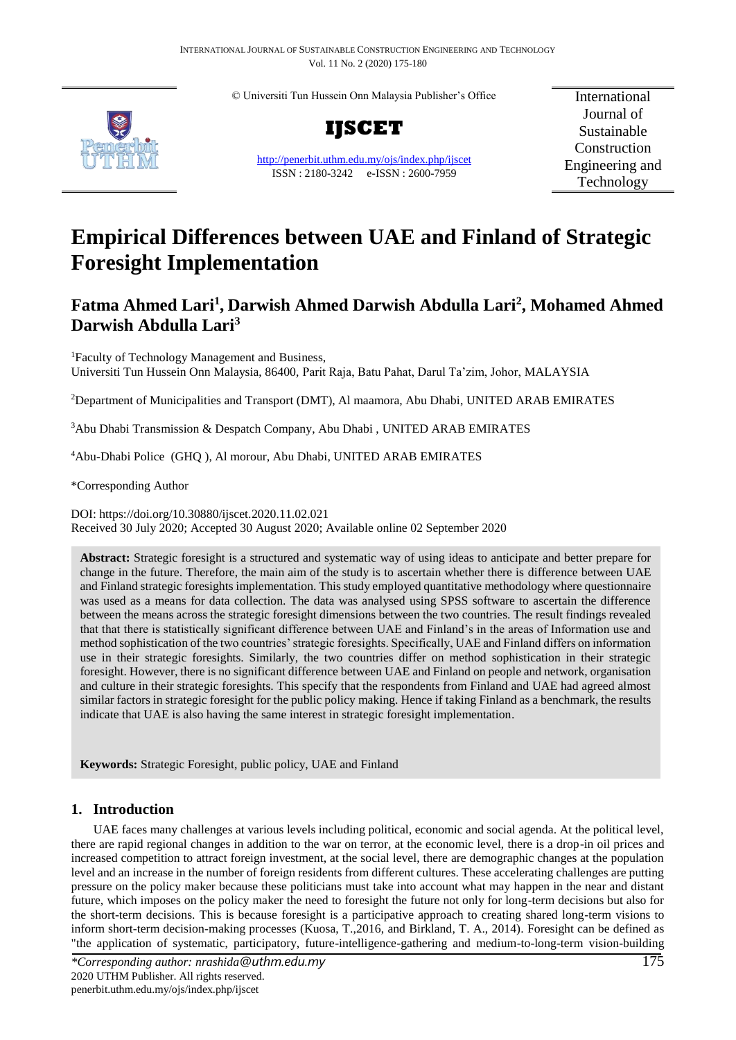© Universiti Tun Hussein Onn Malaysia Publisher's Office

**IJSCET**

http://penerbit.uthm.edu.my/ojs/index.php/ijscet
ISSN : 2180-3242 e-ISSN : 2600-7959

International Journal of Sustainable Construction Engineering and Technology

# Empirical Differences between UAE and Finland of Strategic Foresight Implementation

## Fatma Ahmed Lari[1], Darwish Ahmed Darwish Abdulla Lari[2], Mohamed Ahmed Darwish Abdulla Lari[3]

[1]Faculty of Technology Management and Business,
Universiti Tun Hussein Onn Malaysia, 86400, Parit Raja, Batu Pahat, Darul Ta'zim, Johor, MALAYSIA

[2]Department of Municipalities and Transport (DMT), Al maamora, Abu Dhabi, UNITED ARAB EMIRATES

[3]Abu Dhabi Transmission & Despatch Company, Abu Dhabi , UNITED ARAB EMIRATES

[4]Abu-Dhabi Police (GHQ ), Al morour, Abu Dhabi, UNITED ARAB EMIRATES

*Corresponding Author

DOI: https://doi.org/10.30880/ijscet.2020.11.02.021
Received 30 July 2020; Accepted 30 August 2020; Available online 02 September 2020

**Abstract:** Strategic foresight is a structured and systematic way of using ideas to anticipate and better prepare for change in the future. Therefore, the main aim of the study is to ascertain whether there is difference between UAE and Finland strategic foresights implementation. This study employed quantitative methodology where questionnaire was used as a means for data collection. The data was analysed using SPSS software to ascertain the difference between the means across the strategic foresight dimensions between the two countries. The result findings revealed that that there is statistically significant difference between UAE and Finland's in the areas of Information use and method sophistication of the two countries' strategic foresights. Specifically, UAE and Finland differs on information use in their strategic foresights. Similarly, the two countries differ on method sophistication in their strategic foresight. However, there is no significant difference between UAE and Finland on people and network, organisation and culture in their strategic foresights. This specify that the respondents from Finland and UAE had agreed almost similar factors in strategic foresight for the public policy making. Hence if taking Finland as a benchmark, the results indicate that UAE is also having the same interest in strategic foresight implementation.

**Keywords:** Strategic Foresight, public policy, UAE and Finland

## 1. Introduction

UAE faces many challenges at various levels including political, economic and social agenda. At the political level, there are rapid regional changes in addition to the war on terror, at the economic level, there is a drop-in oil prices and increased competition to attract foreign investment, at the social level, there are demographic changes at the population level and an increase in the number of foreign residents from different cultures. These accelerating challenges are putting pressure on the policy maker because these politicians must take into account what may happen in the near and distant future, which imposes on the policy maker the need to foresight the future not only for long-term decisions but also for the short-term decisions. This is because foresight is a participative approach to creating shared long-term visions to inform short-term decision-making processes (Kuosa, T.,2016, and Birkland, T. A., 2014). Foresight can be defined as "the application of systematic, participatory, future-intelligence-gathering and medium-to-long-term vision-building

*Corresponding author: nrashida@uthm.edu.my
2020 UTHM Publisher. All rights reserved.
penerbit.uthm.edu.my/ojs/index.php/ijscet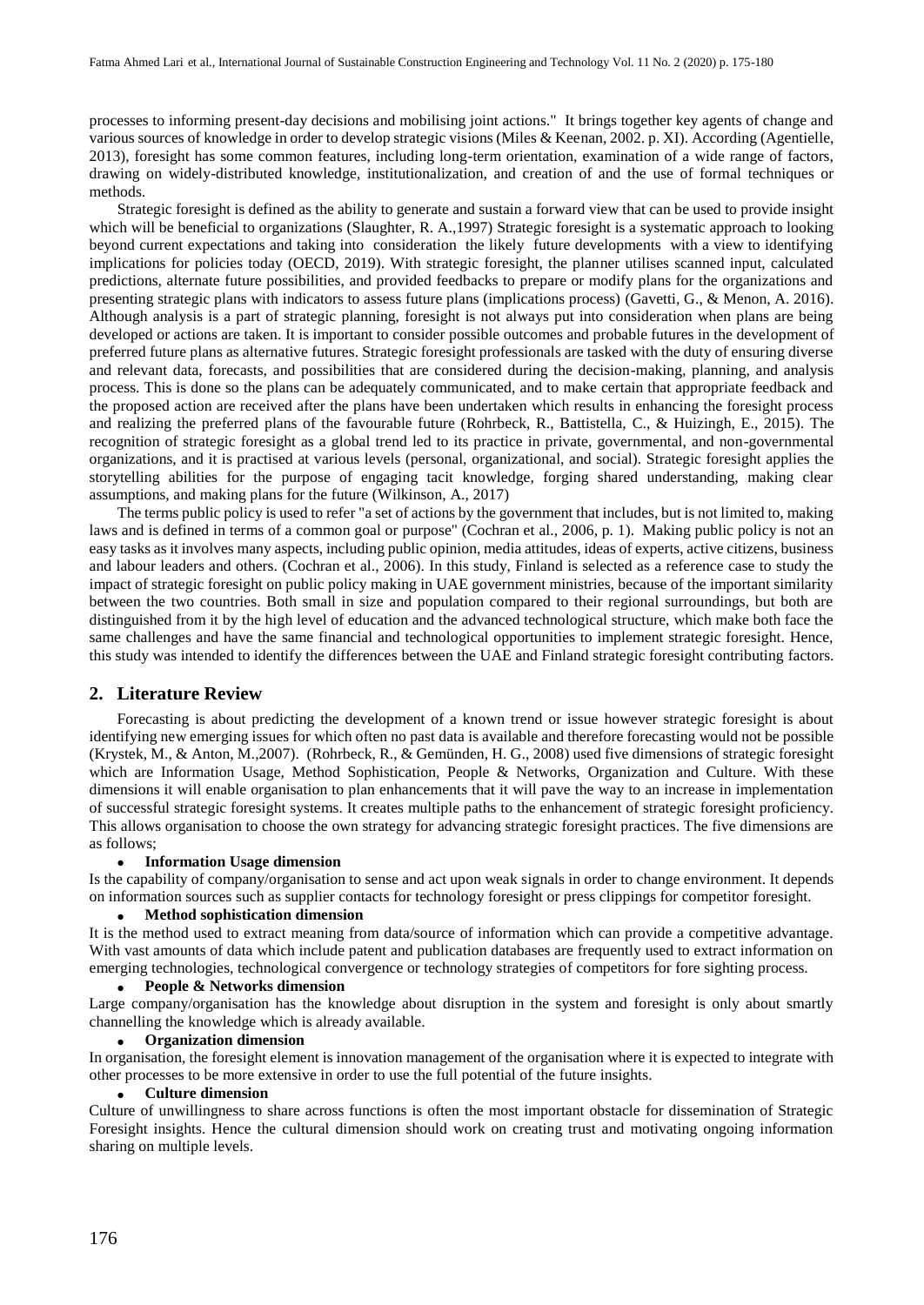processes to informing present-day decisions and mobilising joint actions." It brings together key agents of change and various sources of knowledge in order to develop strategic visions (Miles & Keenan, 2002. p. XI). According (Agentielle, 2013), foresight has some common features, including long-term orientation, examination of a wide range of factors, drawing on widely-distributed knowledge, institutionalization, and creation of and the use of formal techniques or methods.

Strategic foresight is defined as the ability to generate and sustain a forward view that can be used to provide insight which will be beneficial to organizations (Slaughter, R. A.,1997) Strategic foresight is a systematic approach to looking beyond current expectations and taking into consideration the likely future developments with a view to identifying implications for policies today (OECD, 2019). With strategic foresight, the planner utilises scanned input, calculated predictions, alternate future possibilities, and provided feedbacks to prepare or modify plans for the organizations and presenting strategic plans with indicators to assess future plans (implications process) (Gavetti, G., & Menon, A. 2016). Although analysis is a part of strategic planning, foresight is not always put into consideration when plans are being developed or actions are taken. It is important to consider possible outcomes and probable futures in the development of preferred future plans as alternative futures. Strategic foresight professionals are tasked with the duty of ensuring diverse and relevant data, forecasts, and possibilities that are considered during the decision-making, planning, and analysis process. This is done so the plans can be adequately communicated, and to make certain that appropriate feedback and the proposed action are received after the plans have been undertaken which results in enhancing the foresight process and realizing the preferred plans of the favourable future (Rohrbeck, R., Battistella, C., & Huizingh, E., 2015). The recognition of strategic foresight as a global trend led to its practice in private, governmental, and non-governmental organizations, and it is practised at various levels (personal, organizational, and social). Strategic foresight applies the storytelling abilities for the purpose of engaging tacit knowledge, forging shared understanding, making clear assumptions, and making plans for the future (Wilkinson, A., 2017)

The terms public policy is used to refer "a set of actions by the government that includes, but is not limited to, making laws and is defined in terms of a common goal or purpose" (Cochran et al., 2006, p. 1). Making public policy is not an easy tasks as it involves many aspects, including public opinion, media attitudes, ideas of experts, active citizens, business and labour leaders and others. (Cochran et al., 2006). In this study, Finland is selected as a reference case to study the impact of strategic foresight on public policy making in UAE government ministries, because of the important similarity between the two countries. Both small in size and population compared to their regional surroundings, but both are distinguished from it by the high level of education and the advanced technological structure, which make both face the same challenges and have the same financial and technological opportunities to implement strategic foresight. Hence, this study was intended to identify the differences between the UAE and Finland strategic foresight contributing factors.

## 2. Literature Review

Forecasting is about predicting the development of a known trend or issue however strategic foresight is about identifying new emerging issues for which often no past data is available and therefore forecasting would not be possible (Krystek, M., & Anton, M.,2007). (Rohrbeck, R., & Gemünden, H. G., 2008) used five dimensions of strategic foresight which are Information Usage, Method Sophistication, People & Networks, Organization and Culture. With these dimensions it will enable organisation to plan enhancements that it will pave the way to an increase in implementation of successful strategic foresight systems. It creates multiple paths to the enhancement of strategic foresight proficiency. This allows organisation to choose the own strategy for advancing strategic foresight practices. The five dimensions are as follows;

- **Information Usage dimension**

Is the capability of company/organisation to sense and act upon weak signals in order to change environment. It depends on information sources such as supplier contacts for technology foresight or press clippings for competitor foresight.

- **Method sophistication dimension**

It is the method used to extract meaning from data/source of information which can provide a competitive advantage. With vast amounts of data which include patent and publication databases are frequently used to extract information on emerging technologies, technological convergence or technology strategies of competitors for fore sighting process.

- **People & Networks dimension**

Large company/organisation has the knowledge about disruption in the system and foresight is only about smartly channelling the knowledge which is already available.

- **Organization dimension**

In organisation, the foresight element is innovation management of the organisation where it is expected to integrate with other processes to be more extensive in order to use the full potential of the future insights.

- **Culture dimension**

Culture of unwillingness to share across functions is often the most important obstacle for dissemination of Strategic Foresight insights. Hence the cultural dimension should work on creating trust and motivating ongoing information sharing on multiple levels.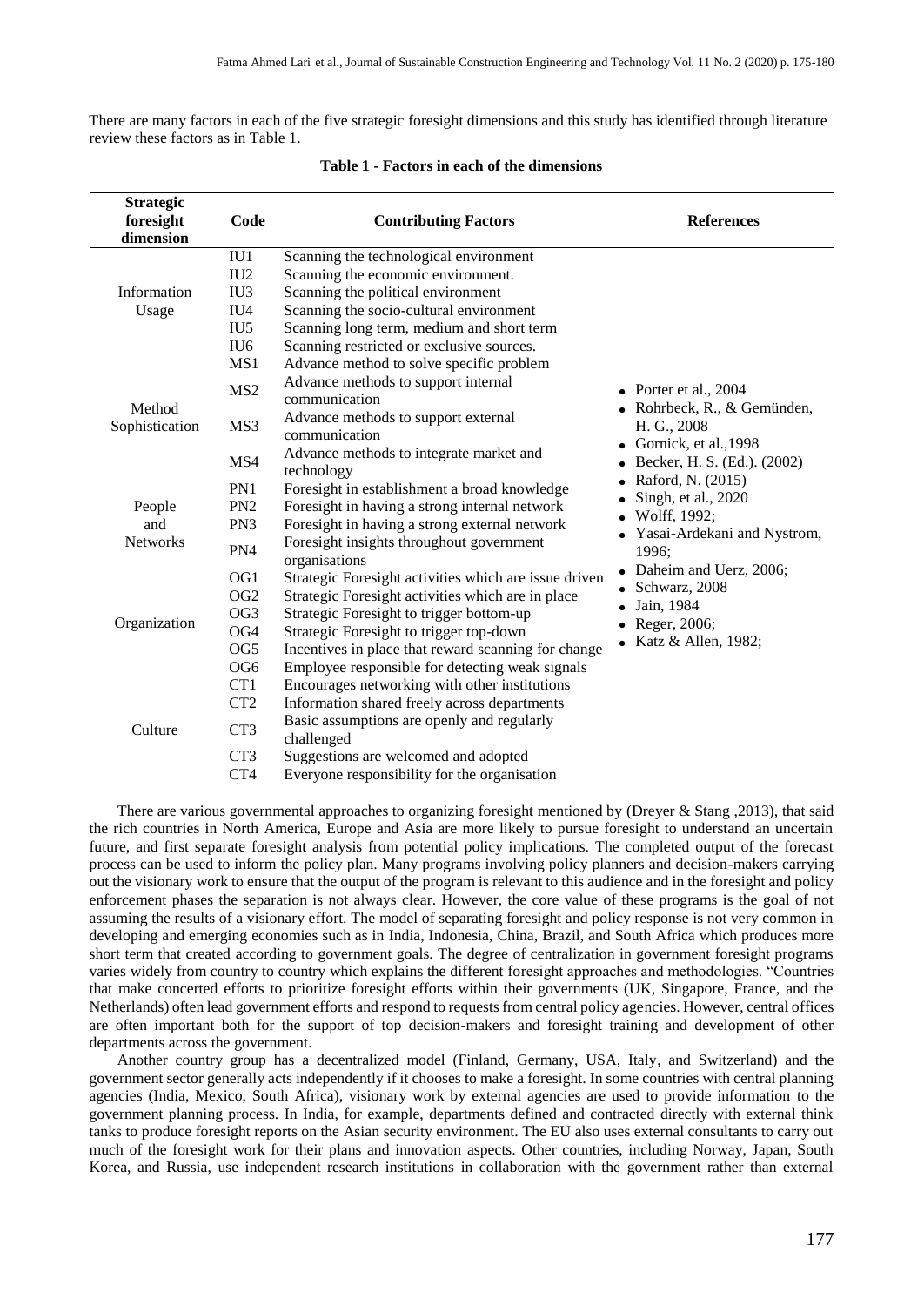There are many factors in each of the five strategic foresight dimensions and this study has identified through literature review these factors as in Table 1.

**Table 1 - Factors in each of the dimensions**

| Strategic foresight dimension | Code | Contributing Factors | References |
|---|---|---|---|
| Information Usage | IU1 | Scanning the technological environment | • Porter et al., 2004<br>• Rohrbeck, R., & Gemünden, H. G., 2008<br>• Gornick, et al.,1998<br>• Becker, H. S. (Ed.). (2002)<br>• Raford, N. (2015)<br>• Singh, et al., 2020<br>• Wolff, 1992;<br>• Yasai-Ardekani and Nystrom, 1996;<br>• Daheim and Uerz, 2006;<br>• Schwarz, 2008<br>• Jain, 1984<br>• Reger, 2006;<br>• Katz & Allen, 1982; |
| | IU2 | Scanning the economic environment. | |
| | IU3 | Scanning the political environment | |
| | IU4 | Scanning the socio-cultural environment | |
| | IU5 | Scanning long term, medium and short term | |
| | IU6 | Scanning restricted or exclusive sources. | |
| Method Sophistication | MS1 | Advance method to solve specific problem | |
| | MS2 | Advance methods to support internal communication | |
| | MS3 | Advance methods to support external communication | |
| | MS4 | Advance methods to integrate market and technology | |
| People and Networks | PN1 | Foresight in establishment a broad knowledge | |
| | PN2 | Foresight in having a strong internal network | |
| | PN3 | Foresight in having a strong external network | |
| | PN4 | Foresight insights throughout government organisations | |
| Organization | OG1 | Strategic Foresight activities which are issue driven | |
| | OG2 | Strategic Foresight activities which are in place | |
| | OG3 | Strategic Foresight to trigger bottom-up | |
| | OG4 | Strategic Foresight to trigger top-down | |
| | OG5 | Incentives in place that reward scanning for change | |
| | OG6 | Employee responsible for detecting weak signals | |
| Culture | CT1 | Encourages networking with other institutions | |
| | CT2 | Information shared freely across departments | |
| | CT3 | Basic assumptions are openly and regularly challenged | |
| | CT3 | Suggestions are welcomed and adopted | |
| | CT4 | Everyone responsibility for the organisation | |

There are various governmental approaches to organizing foresight mentioned by (Dreyer & Stang ,2013), that said the rich countries in North America, Europe and Asia are more likely to pursue foresight to understand an uncertain future, and first separate foresight analysis from potential policy implications. The completed output of the forecast process can be used to inform the policy plan. Many programs involving policy planners and decision-makers carrying out the visionary work to ensure that the output of the program is relevant to this audience and in the foresight and policy enforcement phases the separation is not always clear. However, the core value of these programs is the goal of not assuming the results of a visionary effort. The model of separating foresight and policy response is not very common in developing and emerging economies such as in India, Indonesia, China, Brazil, and South Africa which produces more short term that created according to government goals. The degree of centralization in government foresight programs varies widely from country to country which explains the different foresight approaches and methodologies. "Countries that make concerted efforts to prioritize foresight efforts within their governments (UK, Singapore, France, and the Netherlands) often lead government efforts and respond to requests from central policy agencies. However, central offices are often important both for the support of top decision-makers and foresight training and development of other departments across the government.

Another country group has a decentralized model (Finland, Germany, USA, Italy, and Switzerland) and the government sector generally acts independently if it chooses to make a foresight. In some countries with central planning agencies (India, Mexico, South Africa), visionary work by external agencies are used to provide information to the government planning process. In India, for example, departments defined and contracted directly with external think tanks to produce foresight reports on the Asian security environment. The EU also uses external consultants to carry out much of the foresight work for their plans and innovation aspects. Other countries, including Norway, Japan, South Korea, and Russia, use independent research institutions in collaboration with the government rather than external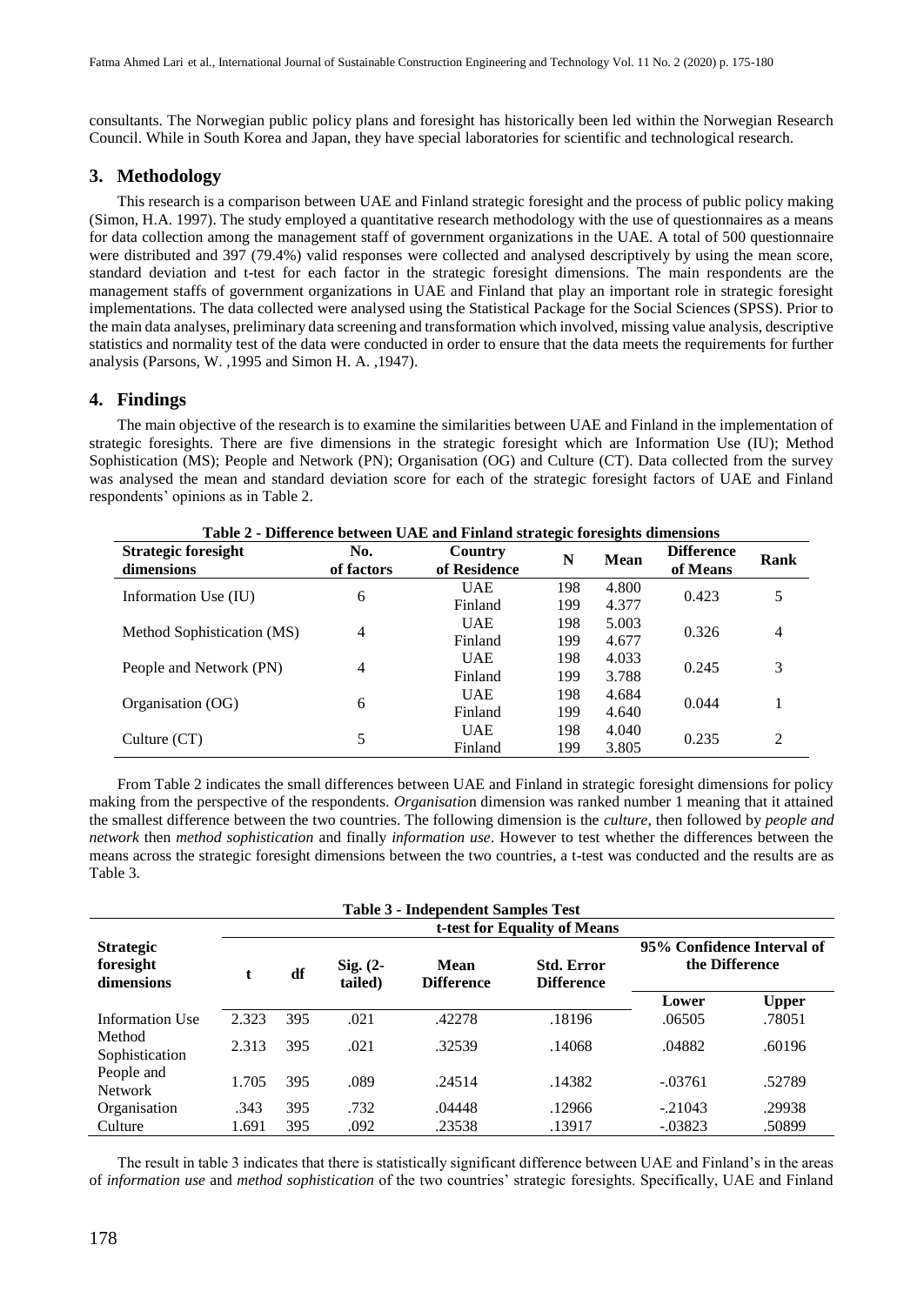consultants. The Norwegian public policy plans and foresight has historically been led within the Norwegian Research Council. While in South Korea and Japan, they have special laboratories for scientific and technological research.

## 3. Methodology

This research is a comparison between UAE and Finland strategic foresight and the process of public policy making (Simon, H.A. 1997). The study employed a quantitative research methodology with the use of questionnaires as a means for data collection among the management staff of government organizations in the UAE. A total of 500 questionnaire were distributed and 397 (79.4%) valid responses were collected and analysed descriptively by using the mean score, standard deviation and t-test for each factor in the strategic foresight dimensions. The main respondents are the management staffs of government organizations in UAE and Finland that play an important role in strategic foresight implementations. The data collected were analysed using the Statistical Package for the Social Sciences (SPSS). Prior to the main data analyses, preliminary data screening and transformation which involved, missing value analysis, descriptive statistics and normality test of the data were conducted in order to ensure that the data meets the requirements for further analysis (Parsons, W. ,1995 and Simon H. A. ,1947).

## 4. Findings

The main objective of the research is to examine the similarities between UAE and Finland in the implementation of strategic foresights. There are five dimensions in the strategic foresight which are Information Use (IU); Method Sophistication (MS); People and Network (PN); Organisation (OG) and Culture (CT). Data collected from the survey was analysed the mean and standard deviation score for each of the strategic foresight factors of UAE and Finland respondents' opinions as in Table 2.

**Table 2 - Difference between UAE and Finland strategic foresights dimensions**

| Strategic foresight dimensions | No. of factors | Country of Residence | N | Mean | Difference of Means | Rank |
|---|---|---|---|---|---|---|
| Information Use (IU) | 6 | UAE | 198 | 4.800 | 0.423 | 5 |
| | | Finland | 199 | 4.377 | | |
| Method Sophistication (MS) | 4 | UAE | 198 | 5.003 | 0.326 | 4 |
| | | Finland | 199 | 4.677 | | |
| People and Network (PN) | 4 | UAE | 198 | 4.033 | 0.245 | 3 |
| | | Finland | 199 | 3.788 | | |
| Organisation (OG) | 6 | UAE | 198 | 4.684 | 0.044 | 1 |
| | | Finland | 199 | 4.640 | | |
| Culture (CT) | 5 | UAE | 198 | 4.040 | 0.235 | 2 |
| | | Finland | 199 | 3.805 | | |

From Table 2 indicates the small differences between UAE and Finland in strategic foresight dimensions for policy making from the perspective of the respondents. *Organisation* dimension was ranked number 1 meaning that it attained the smallest difference between the two countries. The following dimension is the *culture*, then followed by *people and network* then *method sophistication* and finally *information use*. However to test whether the differences between the means across the strategic foresight dimensions between the two countries, a t-test was conducted and the results are as Table 3.

**Table 3 - Independent Samples Test**

| Strategic foresight dimensions | t-test for Equality of Means | | | | | | |
|---|---|---|---|---|---|---|---|
| | t | df | Sig. (2-tailed) | Mean Difference | Std. Error Difference | 95% Confidence Interval of the Difference | |
| | | | | | | Lower | Upper |
| Information Use | 2.323 | 395 | .021 | .42278 | .18196 | .06505 | .78051 |
| Method Sophistication | 2.313 | 395 | .021 | .32539 | .14068 | .04882 | .60196 |
| People and Network | 1.705 | 395 | .089 | .24514 | .14382 | -.03761 | .52789 |
| Organisation | .343 | 395 | .732 | .04448 | .12966 | -.21043 | .29938 |
| Culture | 1.691 | 395 | .092 | .23538 | .13917 | -.03823 | .50899 |

The result in table 3 indicates that there is statistically significant difference between UAE and Finland's in the areas of *information use* and *method sophistication* of the two countries' strategic foresights. Specifically, UAE and Finland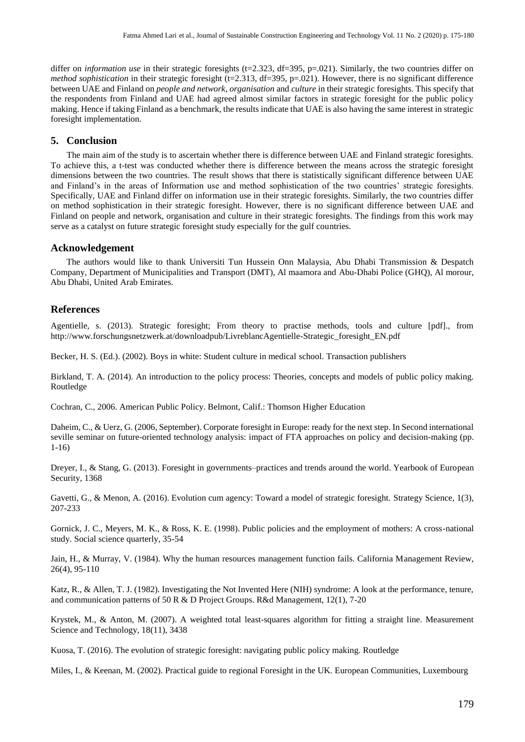differ on *information use* in their strategic foresights (t=2.323, df=395, p=.021). Similarly, the two countries differ on *method sophistication* in their strategic foresight (t=2.313, df=395, p=.021). However, there is no significant difference between UAE and Finland on *people and network*, *organisation* and *culture* in their strategic foresights. This specify that the respondents from Finland and UAE had agreed almost similar factors in strategic foresight for the public policy making. Hence if taking Finland as a benchmark, the results indicate that UAE is also having the same interest in strategic foresight implementation.

## 5. Conclusion

The main aim of the study is to ascertain whether there is difference between UAE and Finland strategic foresights. To achieve this, a t-test was conducted whether there is difference between the means across the strategic foresight dimensions between the two countries. The result shows that there is statistically significant difference between UAE and Finland's in the areas of Information use and method sophistication of the two countries' strategic foresights. Specifically, UAE and Finland differ on information use in their strategic foresights. Similarly, the two countries differ on method sophistication in their strategic foresight. However, there is no significant difference between UAE and Finland on people and network, organisation and culture in their strategic foresights. The findings from this work may serve as a catalyst on future strategic foresight study especially for the gulf countries.

## Acknowledgement

The authors would like to thank Universiti Tun Hussein Onn Malaysia, Abu Dhabi Transmission & Despatch Company, Department of Municipalities and Transport (DMT), Al maamora and Abu-Dhabi Police (GHQ), Al morour, Abu Dhabi, United Arab Emirates.

## References

Agentielle, s. (2013). Strategic foresight; From theory to practise methods, tools and culture [pdf]., from http://www.forschungsnetzwerk.at/downloadpub/LivreblancAgentielle-Strategic_foresight_EN.pdf

Becker, H. S. (Ed.). (2002). Boys in white: Student culture in medical school. Transaction publishers

Birkland, T. A. (2014). An introduction to the policy process: Theories, concepts and models of public policy making. Routledge

Cochran, C., 2006. American Public Policy. Belmont, Calif.: Thomson Higher Education

Daheim, C., & Uerz, G. (2006, September). Corporate foresight in Europe: ready for the next step. In Second international seville seminar on future-oriented technology analysis: impact of FTA approaches on policy and decision-making (pp. 1-16)

Dreyer, I., & Stang, G. (2013). Foresight in governments–practices and trends around the world. Yearbook of European Security, 1368

Gavetti, G., & Menon, A. (2016). Evolution cum agency: Toward a model of strategic foresight. Strategy Science, 1(3), 207-233

Gornick, J. C., Meyers, M. K., & Ross, K. E. (1998). Public policies and the employment of mothers: A cross-national study. Social science quarterly, 35-54

Jain, H., & Murray, V. (1984). Why the human resources management function fails. California Management Review, 26(4), 95-110

Katz, R., & Allen, T. J. (1982). Investigating the Not Invented Here (NIH) syndrome: A look at the performance, tenure, and communication patterns of 50 R & D Project Groups. R&d Management, 12(1), 7-20

Krystek, M., & Anton, M. (2007). A weighted total least-squares algorithm for fitting a straight line. Measurement Science and Technology, 18(11), 3438

Kuosa, T. (2016). The evolution of strategic foresight: navigating public policy making. Routledge

Miles, I., & Keenan, M. (2002). Practical guide to regional Foresight in the UK. European Communities, Luxembourg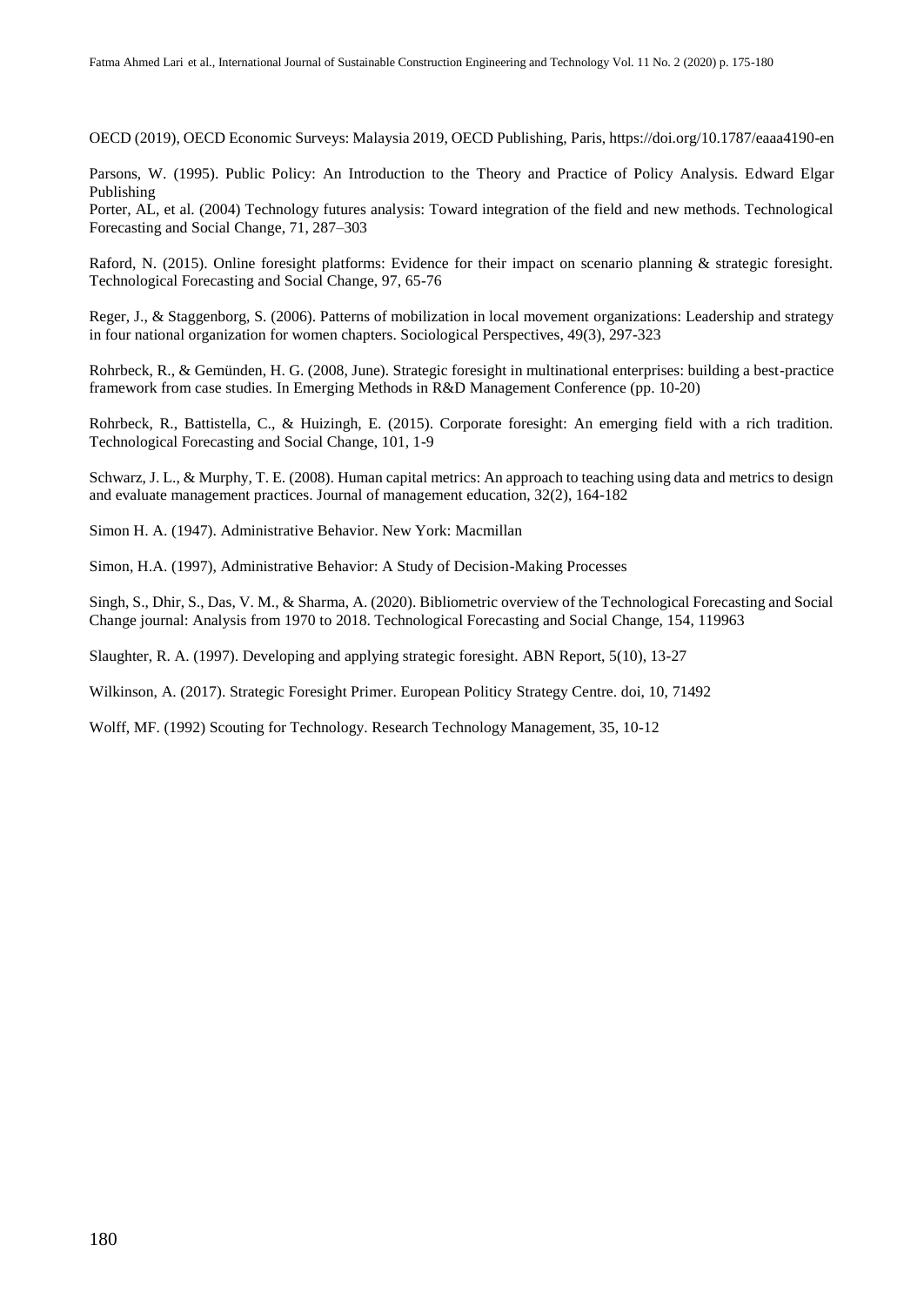OECD (2019), OECD Economic Surveys: Malaysia 2019, OECD Publishing, Paris, https://doi.org/10.1787/eaaa4190-en

Parsons, W. (1995). Public Policy: An Introduction to the Theory and Practice of Policy Analysis. Edward Elgar Publishing

Porter, AL, et al. (2004) Technology futures analysis: Toward integration of the field and new methods. Technological Forecasting and Social Change, 71, 287–303

Raford, N. (2015). Online foresight platforms: Evidence for their impact on scenario planning & strategic foresight. Technological Forecasting and Social Change, 97, 65-76

Reger, J., & Staggenborg, S. (2006). Patterns of mobilization in local movement organizations: Leadership and strategy in four national organization for women chapters. Sociological Perspectives, 49(3), 297-323

Rohrbeck, R., & Gemünden, H. G. (2008, June). Strategic foresight in multinational enterprises: building a best-practice framework from case studies. In Emerging Methods in R&D Management Conference (pp. 10-20)

Rohrbeck, R., Battistella, C., & Huizingh, E. (2015). Corporate foresight: An emerging field with a rich tradition. Technological Forecasting and Social Change, 101, 1-9

Schwarz, J. L., & Murphy, T. E. (2008). Human capital metrics: An approach to teaching using data and metrics to design and evaluate management practices. Journal of management education, 32(2), 164-182

Simon H. A. (1947). Administrative Behavior. New York: Macmillan

Simon, H.A. (1997), Administrative Behavior: A Study of Decision-Making Processes

Singh, S., Dhir, S., Das, V. M., & Sharma, A. (2020). Bibliometric overview of the Technological Forecasting and Social Change journal: Analysis from 1970 to 2018. Technological Forecasting and Social Change, 154, 119963

Slaughter, R. A. (1997). Developing and applying strategic foresight. ABN Report, 5(10), 13-27

Wilkinson, A. (2017). Strategic Foresight Primer. European Politicy Strategy Centre. doi, 10, 71492

Wolff, MF. (1992) Scouting for Technology. Research Technology Management, 35, 10-12